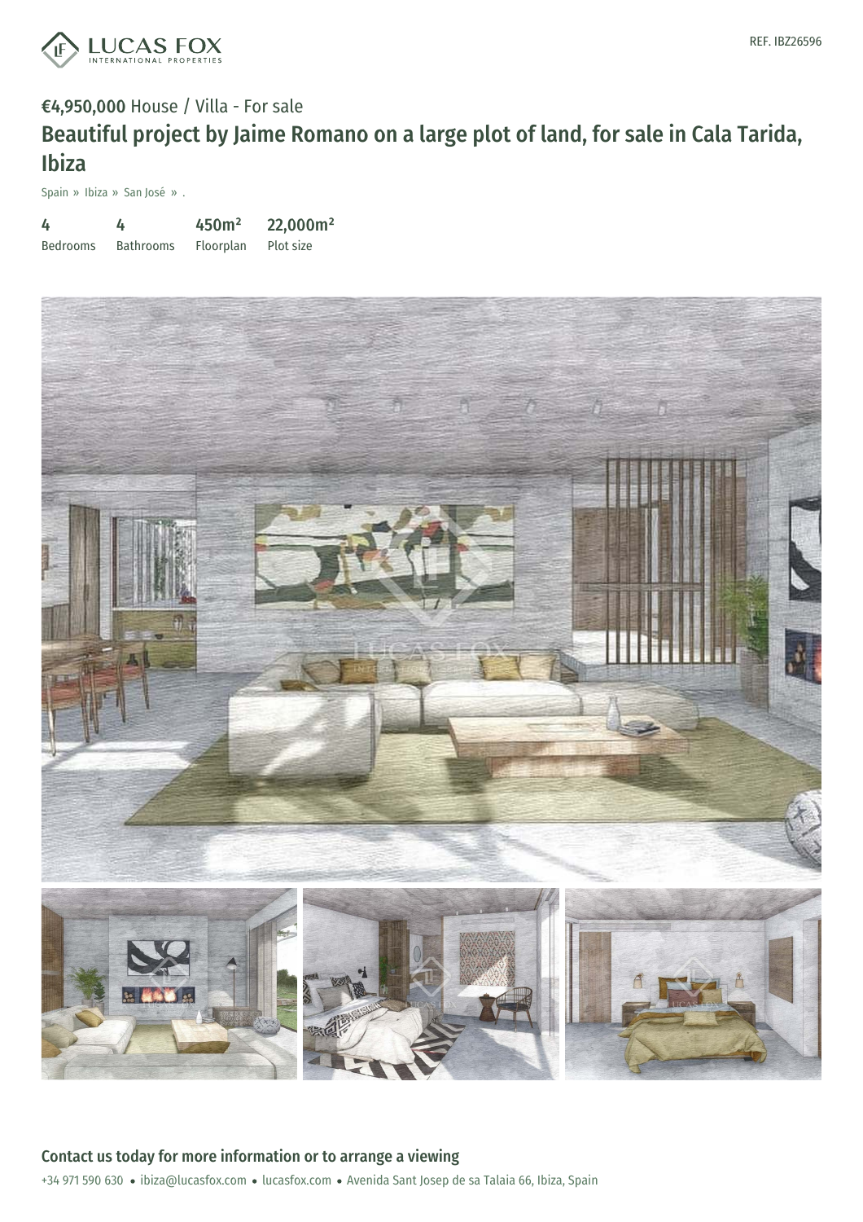REF. IBZ26596

**€4,950,000** House / Villa - For sale

# Beautiful project by Jaime Romano on a large plot of land, for sale in Cala Tarida, Ibiza

Spain » Ibiza » San José » .

| 4 | 4 | 450m² | 22,000m² |
|---|---|---|---|
| Bedrooms | Bathrooms | Floorplan | Plot size |

## Contact us today for more information or to arrange a viewing

+34 971 590 630 • ibiza@lucasfox.com • lucasfox.com • Avenida Sant Josep de sa Talaia 66, Ibiza, Spain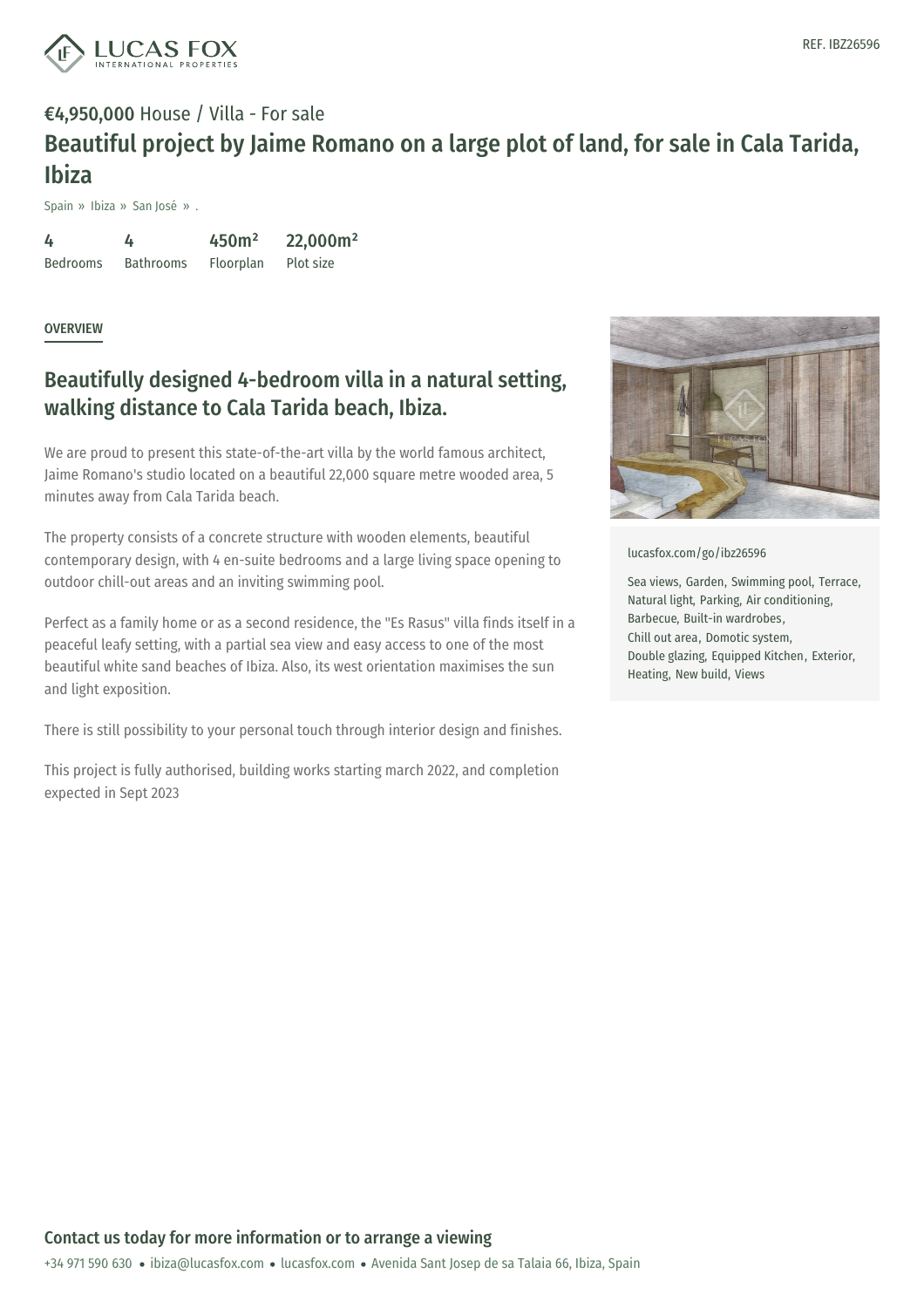REF. IBZ26596

**€4,950,000** House / Villa - For sale

# Beautiful project by Jaime Romano on a large plot of land, for sale in Cala Tarida, Ibiza

Spain » Ibiza » San José » .

| 4 | 4 | 450m² | 22,000m² |
|---|---|---|---|
| Bedrooms | Bathrooms | Floorplan | Plot size |

## OVERVIEW

## Beautifully designed 4-bedroom villa in a natural setting, walking distance to Cala Tarida beach, Ibiza.

We are proud to present this state-of-the-art villa by the world famous architect, Jaime Romano's studio located on a beautiful 22,000 square metre wooded area, 5 minutes away from Cala Tarida beach.

The property consists of a concrete structure with wooden elements, beautiful contemporary design, with 4 en-suite bedrooms and a large living space opening to outdoor chill-out areas and an inviting swimming pool.

Perfect as a family home or as a second residence, the "Es Rasus" villa finds itself in a peaceful leafy setting, with a partial sea view and easy access to one of the most beautiful white sand beaches of Ibiza. Also, its west orientation maximises the sun and light exposition.

There is still possibility to your personal touch through interior design and finishes.

This project is fully authorised, building works starting march 2022, and completion expected in Sept 2023

lucasfox.com/go/ibz26596

Sea views, Garden, Swimming pool, Terrace, Natural light, Parking, Air conditioning, Barbecue, Built-in wardrobes, Chill out area, Domotic system, Double glazing, Equipped Kitchen, Exterior, Heating, New build, Views

## Contact us today for more information or to arrange a viewing

+34 971 590 630 • ibiza@lucasfox.com • lucasfox.com • Avenida Sant Josep de sa Talaia 66, Ibiza, Spain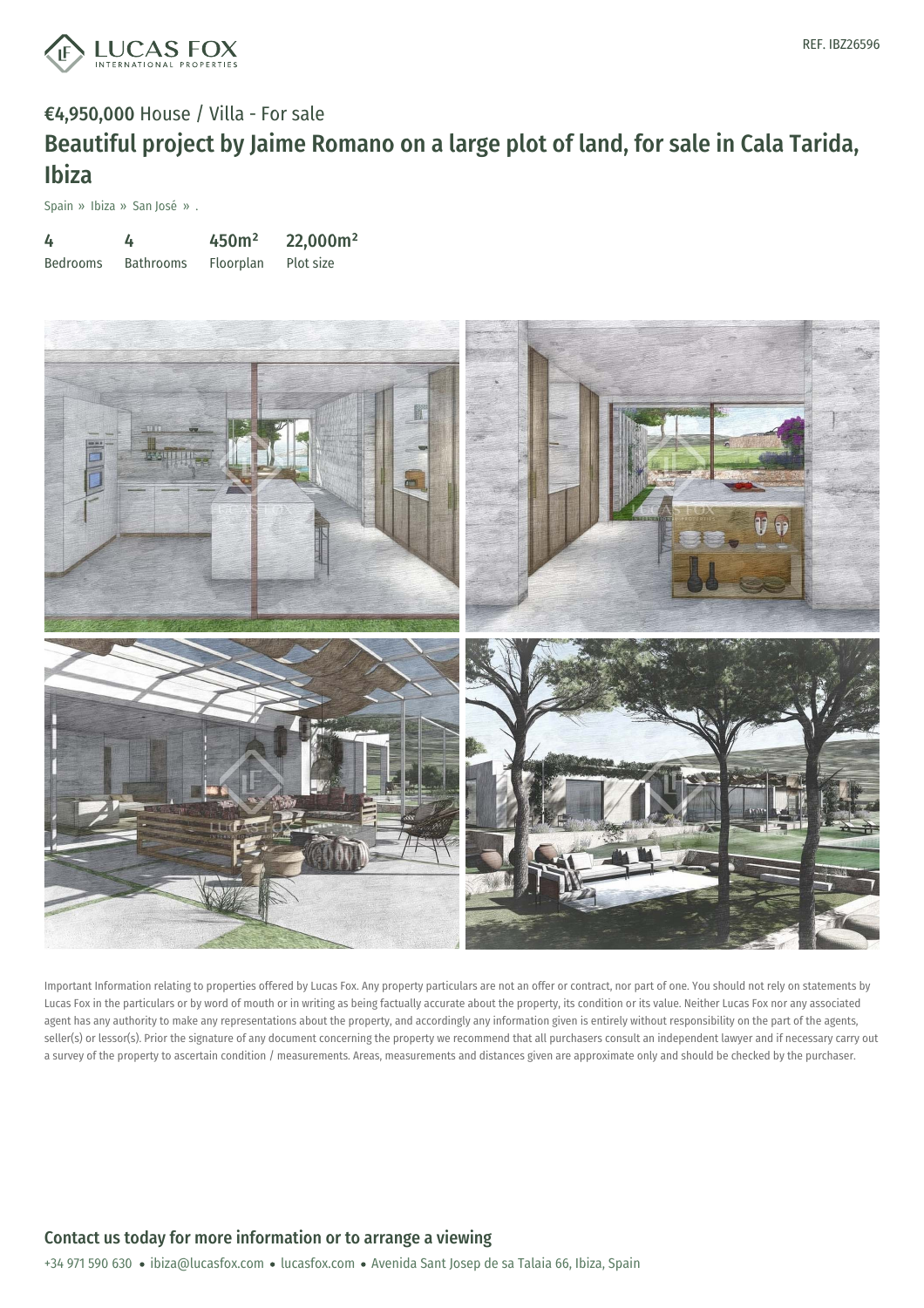REF. IBZ26596

**€4,950,000** House / Villa - For sale

# Beautiful project by Jaime Romano on a large plot of land, for sale in Cala Tarida, Ibiza

Spain » Ibiza » San José » .

| 4 | 4 | 450m² | 22,000m² |
| --- | --- | --- | --- |
| Bedrooms | Bathrooms | Floorplan | Plot size |

Important Information relating to properties offered by Lucas Fox. Any property particulars are not an offer or contract, nor part of one. You should not rely on statements by Lucas Fox in the particulars or by word of mouth or in writing as being factually accurate about the property, its condition or its value. Neither Lucas Fox nor any associated agent has any authority to make any representations about the property, and accordingly any information given is entirely without responsibility on the part of the agents, seller(s) or lessor(s). Prior the signature of any document concerning the property we recommend that all purchasers consult an independent lawyer and if necessary carry out a survey of the property to ascertain condition / measurements. Areas, measurements and distances given are approximate only and should be checked by the purchaser.

## Contact us today for more information or to arrange a viewing

+34 971 590 630 • ibiza@lucasfox.com • lucasfox.com • Avenida Sant Josep de sa Talaia 66, Ibiza, Spain